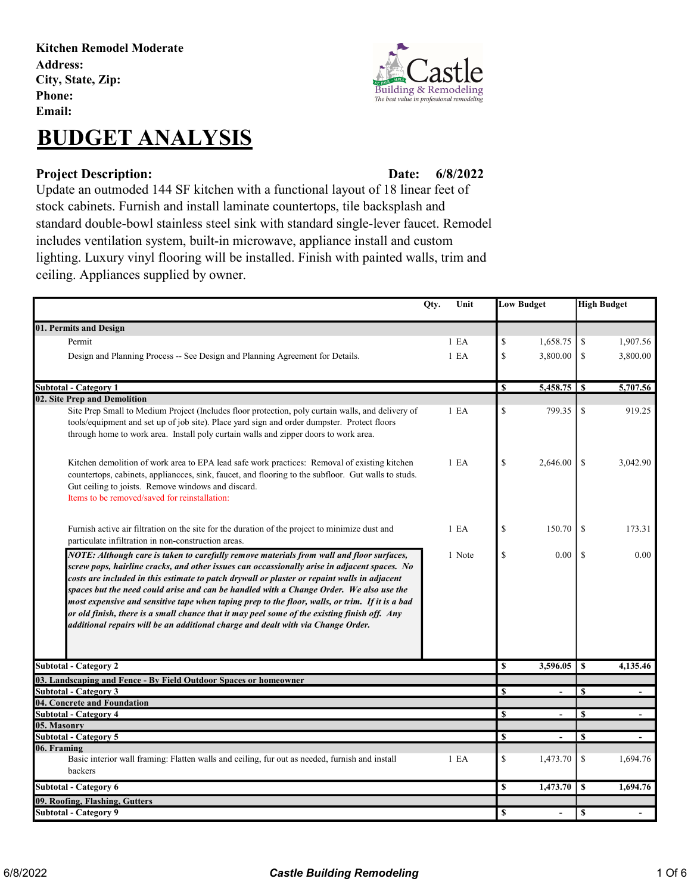**Kitchen Remodel Moderate**
**Address:**
**City, State, Zip:**
**Phone:**
**Email:**

# BUDGET ANALYSIS

**Project Description:** **Date: 6/8/2022**

Update an outmoded 144 SF kitchen with a functional layout of 18 linear feet of stock cabinets. Furnish and install laminate countertops, tile backsplash and standard double-bowl stainless steel sink with standard single-lever faucet. Remodel includes ventilation system, built-in microwave, appliance install and custom lighting. Luxury vinyl flooring will be installed. Finish with painted walls, trim and ceiling. Appliances supplied by owner.

| | Qty. | Unit | Low Budget | High Budget |
|---|---|---|---|---|
| **01. Permits and Design** | | | | |
| Permit | 1 | EA | $ 1,658.75 | $ 1,907.56 |
| Design and Planning Process -- See Design and Planning Agreement for Details. | 1 | EA | $ 3,800.00 | $ 3,800.00 |
| **Subtotal - Category 1** | | | **$ 5,458.75** | **$ 5,707.56** |
| **02. Site Prep and Demolition** | | | | |
| Site Prep Small to Medium Project (Includes floor protection, poly curtain walls, and delivery of tools/equipment and set up of job site). Place yard sign and order dumpster. Protect floors through home to work area. Install poly curtain walls and zipper doors to work area. | 1 | EA | $ 799.35 | $ 919.25 |
| Kitchen demolition of work area to EPA lead safe work practices: Removal of existing kitchen countertops, cabinets, appliancces, sink, faucet, and flooring to the subfloor. Gut walls to studs. Gut ceiling to joists. Remove windows and discard. Items to be removed/saved for reinstallation: | 1 | EA | $ 2,646.00 | $ 3,042.90 |
| Furnish active air filtration on the site for the duration of the project to minimize dust and particulate infiltration in non-construction areas. | 1 | EA | $ 150.70 | $ 173.31 |
| ***NOTE: Although care is taken to carefully remove materials from wall and floor surfaces, screw pops, hairline cracks, and other issues can occassionally arise in adjacent spaces. No costs are included in this estimate to patch drywall or plaster or repaint walls in adjacent spaces but the need could arise and can be handled with a Change Order. We also use the most expensive and sensitive tape when taping prep to the floor, walls, or trim. If it is a bad or old finish, there is a small chance that it may peel some of the existing finish off. Any additional repairs will be an additional charge and dealt with via Change Order.*** | 1 | Note | $ 0.00 | $ 0.00 |
| **Subtotal - Category 2** | | | **$ 3,596.05** | **$ 4,135.46** |
| **03. Landscaping and Fence - By Field Outdoor Spaces or homeowner** | | | | |
| **Subtotal - Category 3** | | | **$ -** | **$ -** |
| **04. Concrete and Foundation** | | | | |
| **Subtotal - Category 4** | | | **$ -** | **$ -** |
| **05. Masonry** | | | | |
| **Subtotal - Category 5** | | | **$ -** | **$ -** |
| **06. Framing** | | | | |
| Basic interior wall framing: Flatten walls and ceiling, fur out as needed, furnish and install backers | 1 | EA | $ 1,473.70 | $ 1,694.76 |
| **Subtotal - Category 6** | | | **$ 1,473.70** | **$ 1,694.76** |
| **09. Roofing, Flashing, Gutters** | | | | |
| **Subtotal - Category 9** | | | **$ -** | **$ -** |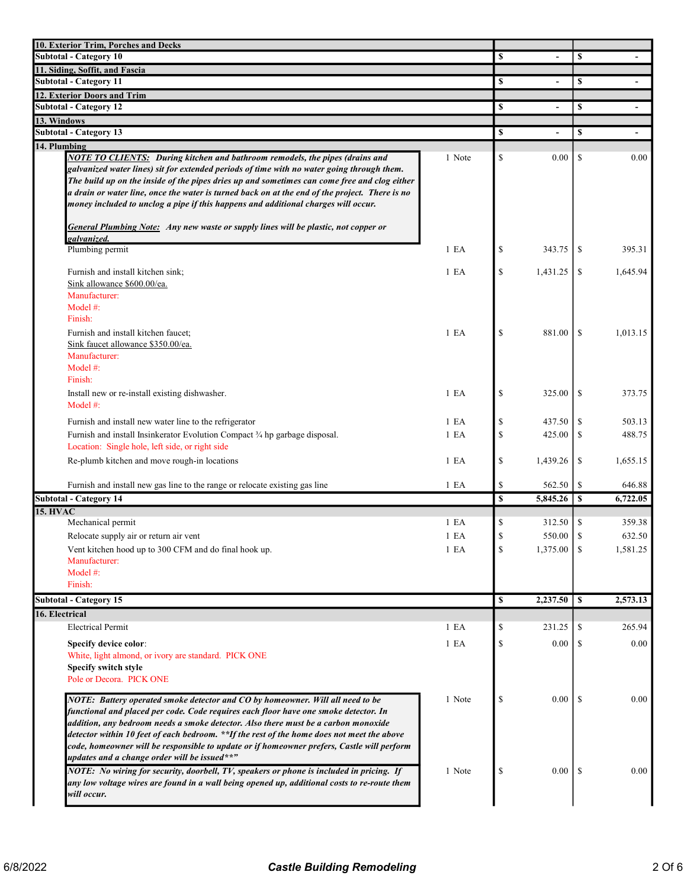| Description | Qty | Cost | Price |
|---|---|---|---|
| **10. Exterior Trim, Porches and Decks** | | | |
| **Subtotal - Category 10** | | **$ -** | **$ -** |
| **11. Siding, Soffit, and Fascia** | | | |
| **Subtotal - Category 11** | | **$ -** | **$ -** |
| **12. Exterior Doors and Trim** | | | |
| **Subtotal - Category 12** | | **$ -** | **$ -** |
| **13. Windows** | | | |
| **Subtotal - Category 13** | | **$ -** | **$ -** |
| **14. Plumbing** | | | |
| ***NOTE TO CLIENTS:*** ***During kitchen and bathroom remodels, the pipes (drains and galvanized water lines) sit for extended periods of time with no water going through them. The build up on the inside of the pipes dries up and sometimes can come free and clog either a drain or water line, once the water is turned back on at the end of the project. There is no money included to unclog a pipe if this happens and additional charges will occur.*** <br><br> ***General Plumbing Note:*** ***Any new waste or supply lines will be plastic, not copper or galvanized.*** | 1 Note | $ 0.00 | $ 0.00 |
| Plumbing permit | 1 EA | $ 343.75 | $ 395.31 |
| Furnish and install kitchen sink;<br>Sink allowance $600.00/ea.<br>Manufacturer:<br>Model #:<br>Finish: | 1 EA | $ 1,431.25 | $ 1,645.94 |
| Furnish and install kitchen faucet;<br>Sink faucet allowance $350.00/ea.<br>Manufacturer:<br>Model #:<br>Finish: | 1 EA | $ 881.00 | $ 1,013.15 |
| Install new or re-install existing dishwasher.<br>Model #: | 1 EA | $ 325.00 | $ 373.75 |
| Furnish and install new water line to the refrigerator | 1 EA | $ 437.50 | $ 503.13 |
| Furnish and install Insinkerator Evolution Compact ¾ hp garbage disposal.<br>Location: Single hole, left side, or right side | 1 EA | $ 425.00 | $ 488.75 |
| Re-plumb kitchen and move rough-in locations | 1 EA | $ 1,439.26 | $ 1,655.15 |
| Furnish and install new gas line to the range or relocate existing gas line | 1 EA | $ 562.50 | $ 646.88 |
| **Subtotal - Category 14** | | **$ 5,845.26** | **$ 6,722.05** |
| **15. HVAC** | | | |
| Mechanical permit | 1 EA | $ 312.50 | $ 359.38 |
| Relocate supply air or return air vent | 1 EA | $ 550.00 | $ 632.50 |
| Vent kitchen hood up to 300 CFM and do final hook up.<br>Manufacturer:<br>Model #:<br>Finish: | 1 EA | $ 1,375.00 | $ 1,581.25 |
| **Subtotal - Category 15** | | **$ 2,237.50** | **$ 2,573.13** |
| **16. Electrical** | | | |
| Electrical Permit | 1 EA | $ 231.25 | $ 265.94 |
| **Specify device color**:<br>White, light almond, or ivory are standard. PICK ONE<br>**Specify switch style**<br>Pole or Decora. PICK ONE | 1 EA | $ 0.00 | $ 0.00 |
| ***NOTE: Battery operated smoke detector and CO by homeowner. Will all need to be functional and placed per code. Code requires each floor have one smoke detector. In addition, any bedroom needs a smoke detector. Also there must be a carbon monoxide detector within 10 feet of each bedroom. \*\*If the home does not meet the above code, homeowner will be responsible to update or if homeowner prefers, Castle will perform updates and a change order will be issued\*\*"*** | 1 Note | $ 0.00 | $ 0.00 |
| ***NOTE: No wiring for security, doorbell, TV, speakers or phone is included in pricing. If any low voltage wires are found in a wall being opened up, additional costs to re-route them will occur.*** | 1 Note | $ 0.00 | $ 0.00 |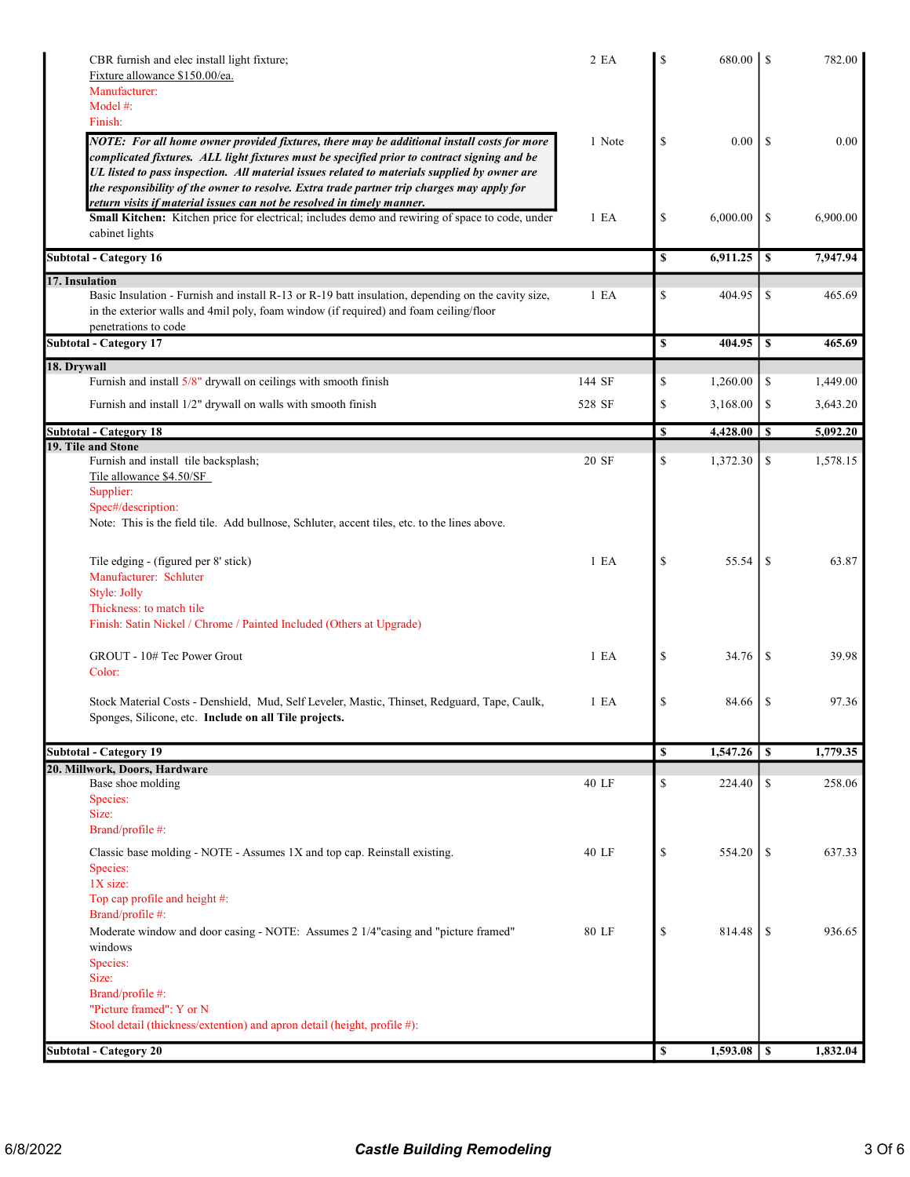| Description | Qty | Cost | Price |
|---|---|---|---|
| CBR furnish and elec install light fixture;<br>Fixture allowance $150.00/ea.<br>Manufacturer:<br>Model #:<br>Finish: | 2 EA | $ 680.00 | $ 782.00 |
| ***NOTE: For all home owner provided fixtures, there may be additional install costs for more complicated fixtures. ALL light fixtures must be specified prior to contract signing and be UL listed to pass inspection. All material issues related to materials supplied by owner are the responsibility of the owner to resolve. Extra trade partner trip charges may apply for return visits if material issues can not be resolved in timely manner.*** | 1 Note | $ 0.00 | $ 0.00 |
| **Small Kitchen:** Kitchen price for electrical; includes demo and rewiring of space to code, under cabinet lights | 1 EA | $ 6,000.00 | $ 6,900.00 |
| **Subtotal - Category 16** | | **$ 6,911.25** | **$ 7,947.94** |
| **17. Insulation** | | | |
| Basic Insulation - Furnish and install R-13 or R-19 batt insulation, depending on the cavity size, in the exterior walls and 4mil poly, foam window (if required) and foam ceiling/floor penetrations to code | 1 EA | $ 404.95 | $ 465.69 |
| **Subtotal - Category 17** | | **$ 404.95** | **$ 465.69** |
| **18. Drywall** | | | |
| Furnish and install 5/8" drywall on ceilings with smooth finish | 144 SF | $ 1,260.00 | $ 1,449.00 |
| Furnish and install 1/2" drywall on walls with smooth finish | 528 SF | $ 3,168.00 | $ 3,643.20 |
| **Subtotal - Category 18** | | **$ 4,428.00** | **$ 5,092.20** |
| **19. Tile and Stone** | | | |
| Furnish and install tile backsplash;<br>Tile allowance $4.50/SF<br>Supplier:<br>Spec#/description:<br>Note: This is the field tile. Add bullnose, Schluter, accent tiles, etc. to the lines above. | 20 SF | $ 1,372.30 | $ 1,578.15 |
| Tile edging - (figured per 8' stick)<br>Manufacturer: Schluter<br>Style: Jolly<br>Thickness: to match tile<br>Finish: Satin Nickel / Chrome / Painted Included (Others at Upgrade) | 1 EA | $ 55.54 | $ 63.87 |
| GROUT - 10# Tec Power Grout<br>Color: | 1 EA | $ 34.76 | $ 39.98 |
| Stock Material Costs - Denshield, Mud, Self Leveler, Mastic, Thinset, Redguard, Tape, Caulk, Sponges, Silicone, etc. **Include on all Tile projects.** | 1 EA | $ 84.66 | $ 97.36 |
| **Subtotal - Category 19** | | **$ 1,547.26** | **$ 1,779.35** |
| **20. Millwork, Doors, Hardware** | | | |
| Base shoe molding<br>Species:<br>Size:<br>Brand/profile #: | 40 LF | $ 224.40 | $ 258.06 |
| Classic base molding - NOTE - Assumes 1X and top cap. Reinstall existing.<br>Species:<br>1X size:<br>Top cap profile and height #:<br>Brand/profile #: | 40 LF | $ 554.20 | $ 637.33 |
| Moderate window and door casing - NOTE: Assumes 2 1/4"casing and "picture framed" windows<br>Species:<br>Size:<br>Brand/profile #:<br>"Picture framed": Y or N<br>Stool detail (thickness/extention) and apron detail (height, profile #): | 80 LF | $ 814.48 | $ 936.65 |
| **Subtotal - Category 20** | | **$ 1,593.08** | **$ 1,832.04** |

6/8/2022 **Castle Building Remodeling**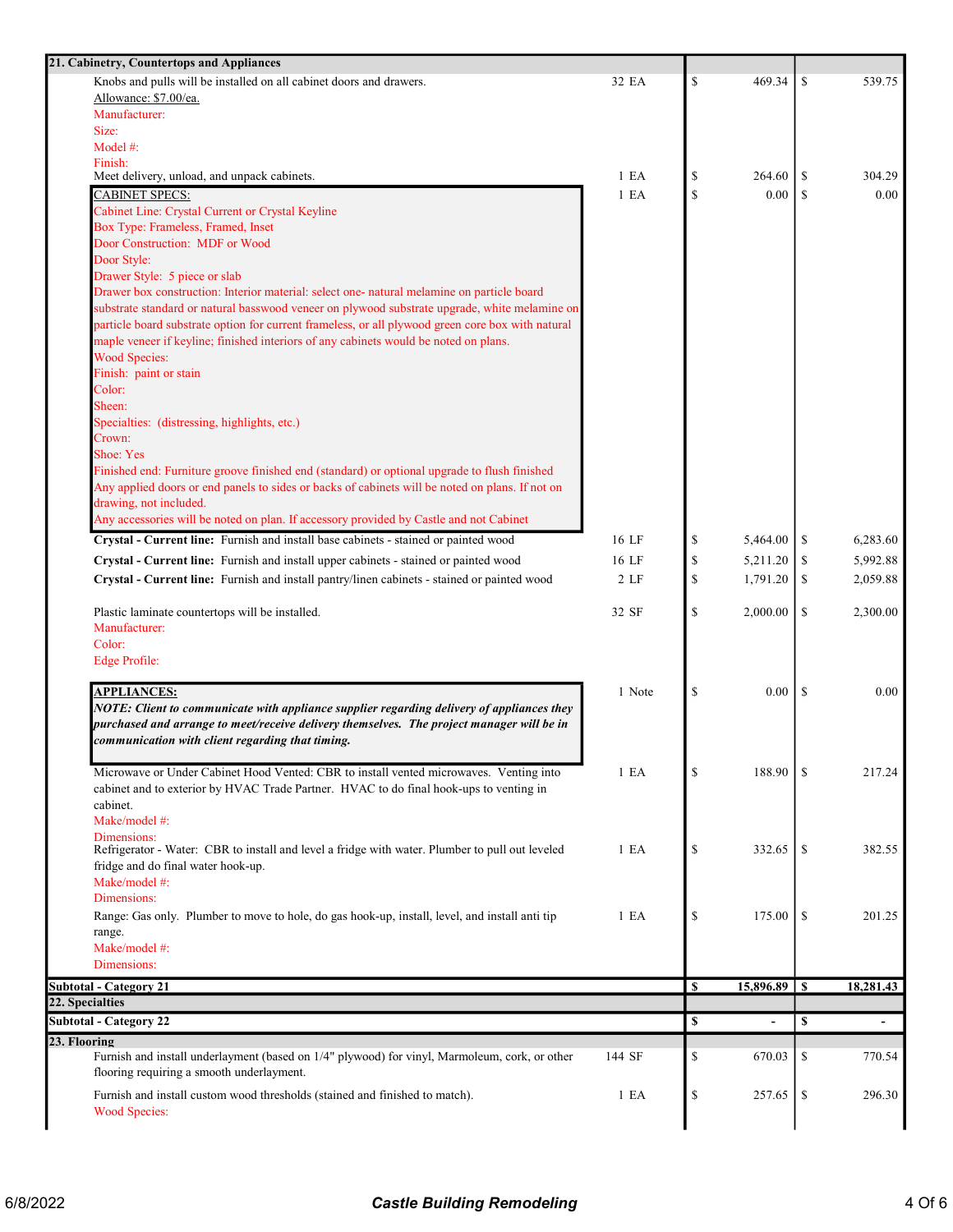| Description | Qty | Cost | Price |
|---|---|---|---|
| **21. Cabinetry, Countertops and Appliances** | | | |
| Knobs and pulls will be installed on all cabinet doors and drawers.<br>Allowance: $7.00/ea.<br>Manufacturer:<br>Size:<br>Model #:<br>Finish: | 32 EA | $ 469.34 | $ 539.75 |
| Meet delivery, unload, and unpack cabinets. | 1 EA | $ 264.60 | $ 304.29 |
| CABINET SPECS:<br>Cabinet Line: Crystal Current or Crystal Keyline<br>Box Type: Frameless, Framed, Inset<br>Door Construction: MDF or Wood<br>Door Style:<br>Drawer Style: 5 piece or slab<br>Drawer box construction: Interior material: select one- natural melamine on particle board substrate standard or natural basswood veneer on plywood substrate upgrade, white melamine on particle board substrate option for current frameless, or all plywood green core box with natural maple veneer if keyline; finished interiors of any cabinets would be noted on plans.<br>Wood Species:<br>Finish: paint or stain<br>Color:<br>Sheen:<br>Specialties: (distressing, highlights, etc.)<br>Crown:<br>Shoe: Yes<br>Finished end: Furniture groove finished end (standard) or optional upgrade to flush finished<br>Any applied doors or end panels to sides or backs of cabinets will be noted on plans. If not on drawing, not included.<br>Any accessories will be noted on plan. If accessory provided by Castle and not Cabinet | 1 EA | $ 0.00 | $ 0.00 |
| **Crystal - Current line:** Furnish and install base cabinets - stained or painted wood | 16 LF | $ 5,464.00 | $ 6,283.60 |
| **Crystal - Current line:** Furnish and install upper cabinets - stained or painted wood | 16 LF | $ 5,211.20 | $ 5,992.88 |
| **Crystal - Current line:** Furnish and install pantry/linen cabinets - stained or painted wood | 2 LF | $ 1,791.20 | $ 2,059.88 |
| Plastic laminate countertops will be installed.<br>Manufacturer:<br>Color:<br>Edge Profile: | 32 SF | $ 2,000.00 | $ 2,300.00 |
| **APPLIANCES:**<br>***NOTE: Client to communicate with appliance supplier regarding delivery of appliances they purchased and arrange to meet/receive delivery themselves. The project manager will be in communication with client regarding that timing.*** | 1 Note | $ 0.00 | $ 0.00 |
| Microwave or Under Cabinet Hood Vented: CBR to install vented microwaves. Venting into cabinet and to exterior by HVAC Trade Partner. HVAC to do final hook-ups to venting in cabinet.<br>Make/model #:<br>Dimensions: | 1 EA | $ 188.90 | $ 217.24 |
| Refrigerator - Water: CBR to install and level a fridge with water. Plumber to pull out leveled fridge and do final water hook-up.<br>Make/model #:<br>Dimensions: | 1 EA | $ 332.65 | $ 382.55 |
| Range: Gas only. Plumber to move to hole, do gas hook-up, install, level, and install anti tip range.<br>Make/model #:<br>Dimensions: | 1 EA | $ 175.00 | $ 201.25 |
| **Subtotal - Category 21** | | **$ 15,896.89** | **$ 18,281.43** |
| **22. Specialties** | | | |
| **Subtotal - Category 22** | | **$ -** | **$ -** |
| **23. Flooring** | | | |
| Furnish and install underlayment (based on 1/4" plywood) for vinyl, Marmoleum, cork, or other flooring requiring a smooth underlayment. | 144 SF | $ 670.03 | $ 770.54 |
| Furnish and install custom wood thresholds (stained and finished to match).<br>Wood Species: | 1 EA | $ 257.65 | $ 296.30 |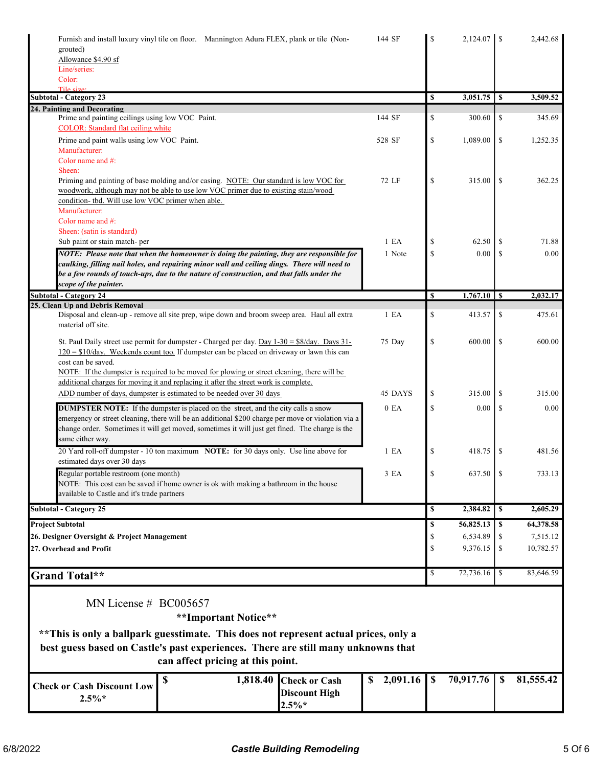| Description | Qty | Low | High |
|---|---|---|---|
| Furnish and install luxury vinyl tile on floor. Mannington Adura FLEX, plank or tile (Non-grouted)<br>Allowance $4.90 sf<br>Line/series:<br>Color:<br>Tile size: | 144 SF | $ 2,124.07 | $ 2,442.68 |
| **Subtotal - Category 23** | | **$ 3,051.75** | **$ 3,509.52** |
| **24. Painting and Decorating** | | | |
| Prime and painting ceilings using low VOC Paint.<br>COLOR: Standard flat ceiling white | 144 SF | $ 300.60 | $ 345.69 |
| Prime and paint walls using low VOC Paint.<br>Manufacturer:<br>Color name and #:<br>Sheen: | 528 SF | $ 1,089.00 | $ 1,252.35 |
| Priming and painting of base molding and/or casing. NOTE: Our standard is low VOC for woodwork, although may not be able to use low VOC primer due to existing stain/wood condition- tbd. Will use low VOC primer when able.<br>Manufacturer:<br>Color name and #:<br>Sheen: (satin is standard) | 72 LF | $ 315.00 | $ 362.25 |
| Sub paint or stain match- per | 1 EA | $ 62.50 | $ 71.88 |
| ***NOTE: Please note that when the homeowner is doing the painting, they are responsible for caulking, filling nail holes, and repairing minor wall and ceiling dings. There will need to be a few rounds of touch-ups, due to the nature of construction, and that falls under the scope of the painter.*** | 1 Note | $ 0.00 | $ 0.00 |
| **Subtotal - Category 24** | | **$ 1,767.10** | **$ 2,032.17** |
| **25. Clean Up and Debris Removal** | | | |
| Disposal and clean-up - remove all site prep, wipe down and broom sweep area. Haul all extra material off site. | 1 EA | $ 413.57 | $ 475.61 |
| St. Paul Daily street use permit for dumpster - Charged per day. Day 1-30 = $8/day. Days 31-120 = $10/day. Weekends count too. If dumpster can be placed on driveway or lawn this can cost can be saved.<br>NOTE: If the dumpster is required to be moved for plowing or street cleaning, there will be additional charges for moving it and replacing it after the street work is complete. | 75 Day | $ 600.00 | $ 600.00 |
| ADD number of days, dumpster is estimated to be needed over 30 days | 45 DAYS | $ 315.00 | $ 315.00 |
| **DUMPSTER NOTE:** If the dumpster is placed on the street, and the city calls a snow emergency or street cleaning, there will be an additional $200 charge per move or violation via a change order. Sometimes it will get moved, sometimes it will just get fined. The charge is the same either way. | 0 EA | $ 0.00 | $ 0.00 |
| 20 Yard roll-off dumpster - 10 ton maximum **NOTE:** for 30 days only. Use line above for estimated days over 30 days | 1 EA | $ 418.75 | $ 481.56 |
| Regular portable restroom (one month)<br>NOTE: This cost can be saved if home owner is ok with making a bathroom in the house available to Castle and it's trade partners | 3 EA | $ 637.50 | $ 733.13 |
| **Subtotal - Category 25** | | **$ 2,384.82** | **$ 2,605.29** |
| **Project Subtotal** | | **$ 56,825.13** | **$ 64,378.58** |
| **26. Designer Oversight & Project Management** | | $ 6,534.89 | $ 7,515.12 |
| **27. Overhead and Profit** | | $ 9,376.15 | $ 10,782.57 |
| **Grand Total\*\*** | | $ 72,736.16 | $ 83,646.59 |

MN License # BC005657

**\*\*Important Notice\*\***

**\*\*This is only a ballpark guesstimate. This does not represent actual prices, only a best guess based on Castle's past experiences. There are still many unknowns that can affect pricing at this point.**

| Check or Cash Discount Low 2.5%* | $ 1,818.40 | Check or Cash Discount High 2.5%* | $ 2,091.16 | $ 70,917.76 | $ 81,555.42 |
|---|---|---|---|---|---|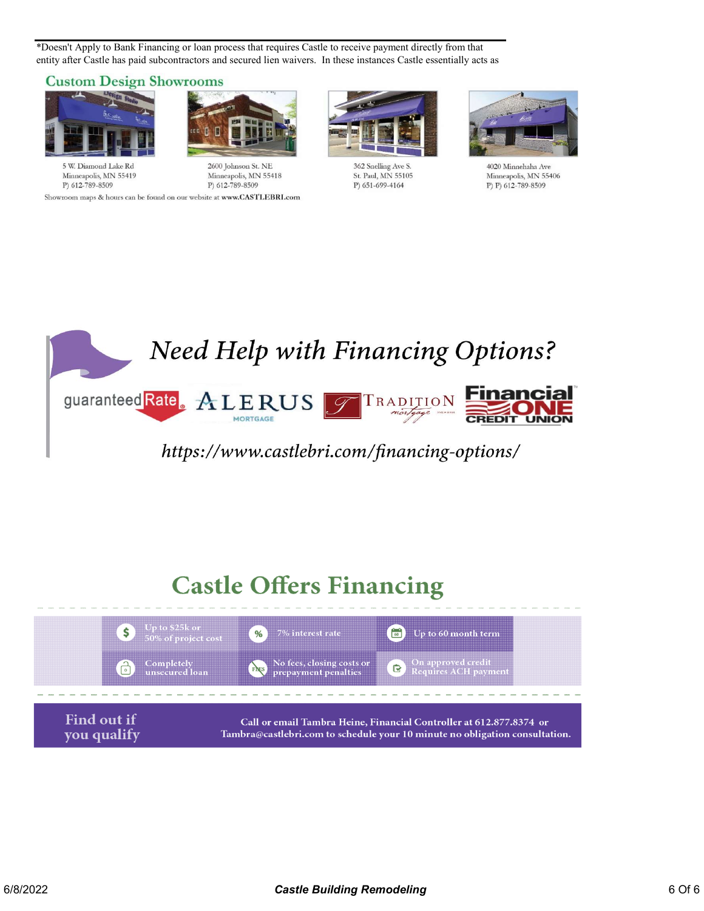*Doesn't Apply to Bank Financing or loan process that requires Castle to receive payment directly from that entity after Castle has paid subcontractors and secured lien waivers. In these instances Castle essentially acts as

## Custom Design Showrooms

5 W. Diamond Lake Rd
Minneapolis, MN 55419
P) 612-789-8509

2600 Johnson St. NE
Minneapolis, MN 55418
P) 612-789-8509

362 Snelling Ave S.
St. Paul, MN 55105
P) 651-699-4164

4020 Minnehaha Ave
Minneapolis, MN 55406
P) P) 612-789-8509

Showroom maps & hours can be found on our website at **www.CASTLEBRI.com**

## *Need Help with Financing Options?*

guaranteedRate ALERUS MORTGAGE TRADITION mortgage Financial ONE CREDIT UNION

*https://www.castlebri.com/financing-options/*

## Castle Offers Financing

- Up to $25k or 50% of project cost
- 7% interest rate
- Up to 60 month term
- Completely unsecured loan
- No fees, closing costs or prepayment penalties
- On approved credit Requires ACH payment

**Find out if you qualify**

**Call or email Tambra Heine, Financial Controller at 612.877.8374 or Tambra@castlebri.com to schedule your 10 minute no obligation consultation.**

6/8/2022 *Castle Building Remodeling*